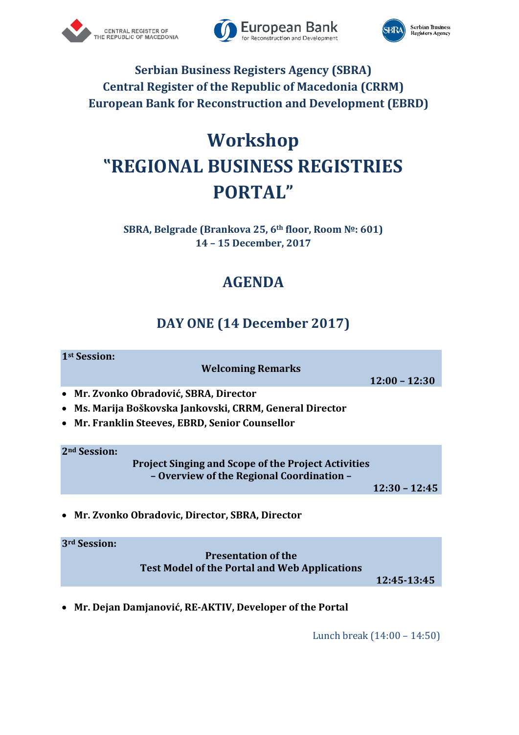**Serbian Business Registers Agency (SBRA)**
**Central Register of the Republic of Macedonia (CRRM)**
**European Bank for Reconstruction and Development (EBRD)**

# Workshop
# "REGIONAL BUSINESS REGISTRIES PORTAL"

**SBRA, Belgrade (Brankova 25, 6th floor, Room №: 601)**
**14 – 15 December, 2017**

## AGENDA

## DAY ONE (14 December 2017)

**1st Session:**

**Welcoming Remarks** — **12:00 – 12:30**

- **Mr. Zvonko Obradović, SBRA, Director**
- **Ms. Marija Boškovska Jankovski, CRRM, General Director**
- **Mr. Franklin Steeves, EBRD, Senior Counsellor**

**2nd Session:**

**Project Singing and Scope of the Project Activities**
**– Overview of the Regional Coordination –** — **12:30 – 12:45**

- **Mr. Zvonko Obradovic, Director, SBRA, Director**

**3rd Session:**

**Presentation of the**
**Test Model of the Portal and Web Applications** — **12:45-13:45**

- **Mr. Dejan Damjanović, RE-AKTIV, Developer of the Portal**

Lunch break (14:00 – 14:50)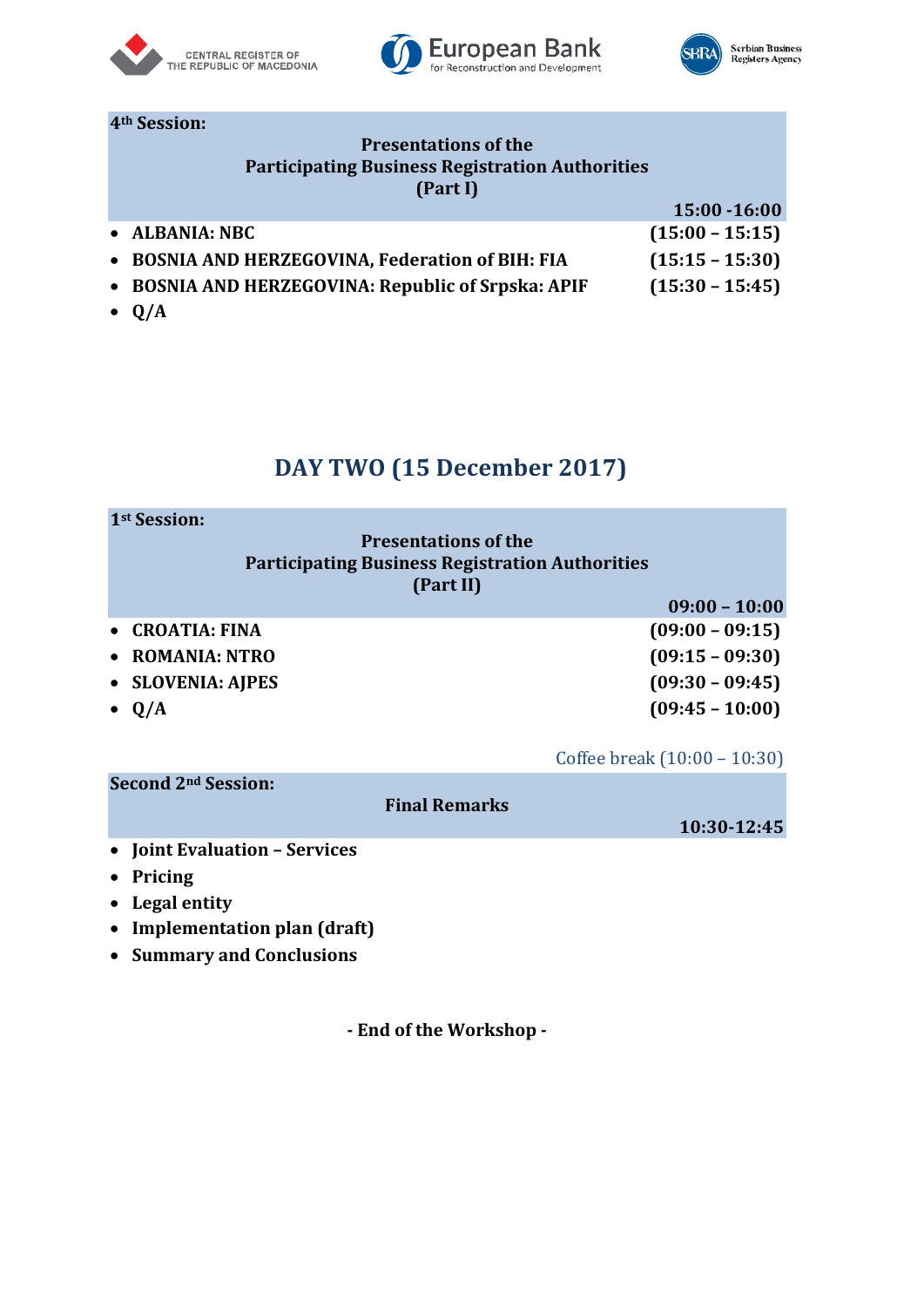**4th Session:**

**Presentations of the Participating Business Registration Authorities (Part I)**

**15:00 -16:00**

- **ALBANIA: NBC** **(15:00 – 15:15)**
- **BOSNIA AND HERZEGOVINA, Federation of BIH: FIA** **(15:15 – 15:30)**
- **BOSNIA AND HERZEGOVINA: Republic of Srpska: APIF** **(15:30 – 15:45)**
- **Q/A**

## DAY TWO (15 December 2017)

**1st Session:**

**Presentations of the Participating Business Registration Authorities (Part II)**

**09:00 – 10:00**

- **CROATIA: FINA** **(09:00 – 09:15)**
- **ROMANIA: NTRO** **(09:15 – 09:30)**
- **SLOVENIA: AJPES** **(09:30 – 09:45)**
- **Q/A** **(09:45 – 10:00)**

Coffee break (10:00 – 10:30)

**Second 2nd Session:**

**Final Remarks**

**10:30-12:45**

- **Joint Evaluation – Services**
- **Pricing**
- **Legal entity**
- **Implementation plan (draft)**
- **Summary and Conclusions**

**- End of the Workshop -**